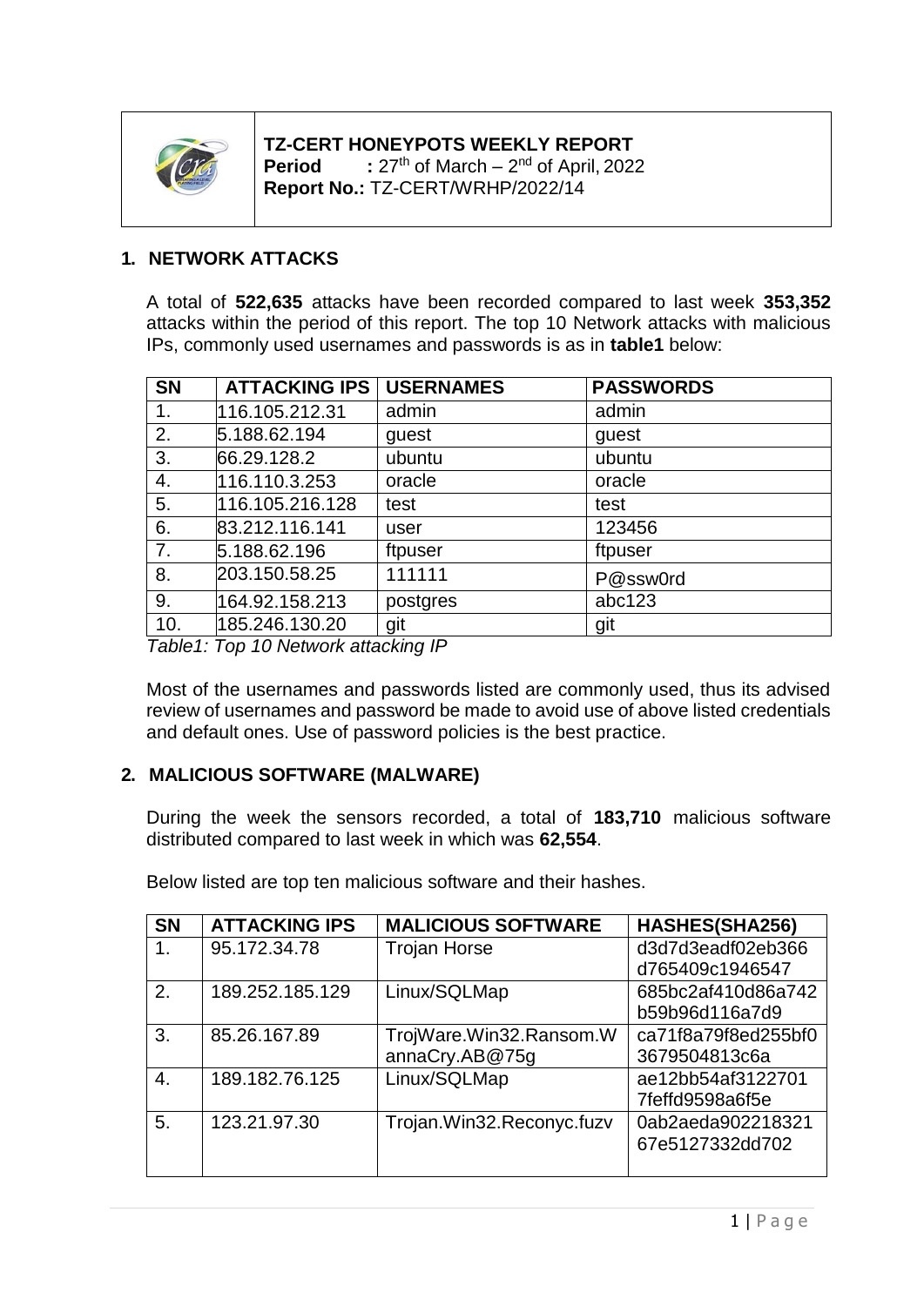**TZ-CERT HONEYPOTS WEEKLY REPORT**
**Period** : 27th of March – 2nd of April, 2022
**Report No.:** TZ-CERT/WRHP/2022/14

## 1. NETWORK ATTACKS

A total of **522,635** attacks have been recorded compared to last week **353,352** attacks within the period of this report. The top 10 Network attacks with malicious IPs, commonly used usernames and passwords is as in **table1** below:

| SN | ATTACKING IPS | USERNAMES | PASSWORDS |
|---|---|---|---|
| 1. | 116.105.212.31 | admin | admin |
| 2. | 5.188.62.194 | guest | guest |
| 3. | 66.29.128.2 | ubuntu | ubuntu |
| 4. | 116.110.3.253 | oracle | oracle |
| 5. | 116.105.216.128 | test | test |
| 6. | 83.212.116.141 | user | 123456 |
| 7. | 5.188.62.196 | ftpuser | ftpuser |
| 8. | 203.150.58.25 | 111111 | P@ssw0rd |
| 9. | 164.92.158.213 | postgres | abc123 |
| 10. | 185.246.130.20 | git | git |

*Table1: Top 10 Network attacking IP*

Most of the usernames and passwords listed are commonly used, thus its advised review of usernames and password be made to avoid use of above listed credentials and default ones. Use of password policies is the best practice.

## 2. MALICIOUS SOFTWARE (MALWARE)

During the week the sensors recorded, a total of **183,710** malicious software distributed compared to last week in which was **62,554**.

Below listed are top ten malicious software and their hashes.

| SN | ATTACKING IPS | MALICIOUS SOFTWARE | HASHES(SHA256) |
|---|---|---|---|
| 1. | 95.172.34.78 | Trojan Horse | d3d7d3eadf02eb366d765409c1946547 |
| 2. | 189.252.185.129 | Linux/SQLMap | 685bc2af410d86a742b59b96d116a7d9 |
| 3. | 85.26.167.89 | TrojWare.Win32.Ransom.WannaCry.AB@75g | ca71f8a79f8ed255bf03679504813c6a |
| 4. | 189.182.76.125 | Linux/SQLMap | ae12bb54af31227017feffd9598a6f5e |
| 5. | 123.21.97.30 | Trojan.Win32.Reconyc.fuzv | 0ab2aeda90221832167e5127332dd702 |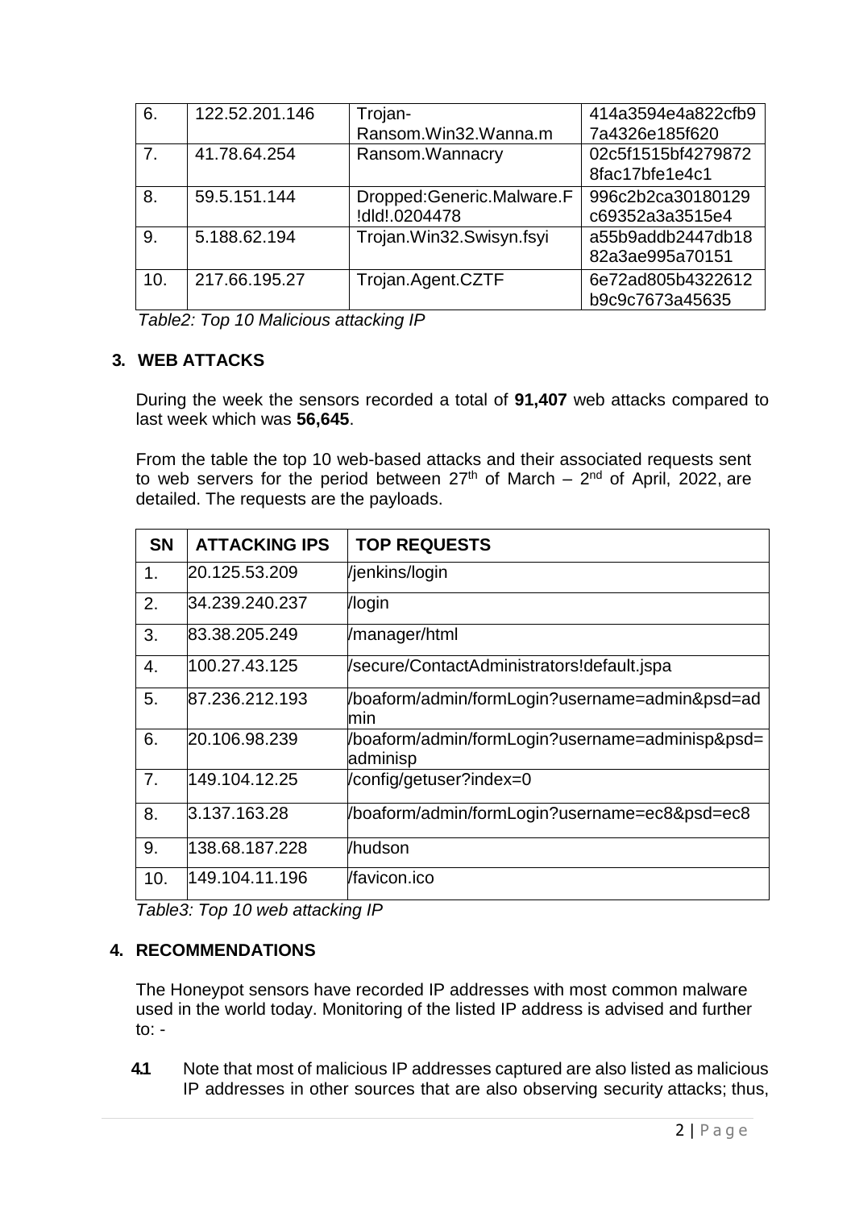| 6. | 122.52.201.146 | Trojan-Ransom.Win32.Wanna.m | 414a3594e4a822cfb97a4326e185f620 |
| --- | --- | --- | --- |
| 7. | 41.78.64.254 | Ransom.Wannacry | 02c5f1515bf42798728fac17bfe1e4c1 |
| 8. | 59.5.151.144 | Dropped:Generic.Malware.F!dld!.0204478 | 996c2b2ca30180129c69352a3a3515e4 |
| 9. | 5.188.62.194 | Trojan.Win32.Swisyn.fsyi | a55b9addb2447db1882a3ae995a70151 |
| 10. | 217.66.195.27 | Trojan.Agent.CZTF | 6e72ad805b4322612b9c9c7673a45635 |

*Table2: Top 10 Malicious attacking IP*

## 3. WEB ATTACKS

During the week the sensors recorded a total of **91,407** web attacks compared to last week which was **56,645**.

From the table the top 10 web-based attacks and their associated requests sent to web servers for the period between 27th of March – 2nd of April, 2022, are detailed. The requests are the payloads.

| SN | ATTACKING IPS | TOP REQUESTS |
| --- | --- | --- |
| 1. | 20.125.53.209 | /jenkins/login |
| 2. | 34.239.240.237 | /login |
| 3. | 83.38.205.249 | /manager/html |
| 4. | 100.27.43.125 | /secure/ContactAdministrators!default.jspa |
| 5. | 87.236.212.193 | /boaform/admin/formLogin?username=admin&psd=admin |
| 6. | 20.106.98.239 | /boaform/admin/formLogin?username=adminisp&psd=adminisp |
| 7. | 149.104.12.25 | /config/getuser?index=0 |
| 8. | 3.137.163.28 | /boaform/admin/formLogin?username=ec8&psd=ec8 |
| 9. | 138.68.187.228 | /hudson |
| 10. | 149.104.11.196 | /favicon.ico |

*Table3: Top 10 web attacking IP*

## 4. RECOMMENDATIONS

The Honeypot sensors have recorded IP addresses with most common malware used in the world today. Monitoring of the listed IP address is advised and further to: -

**4.1** Note that most of malicious IP addresses captured are also listed as malicious IP addresses in other sources that are also observing security attacks; thus,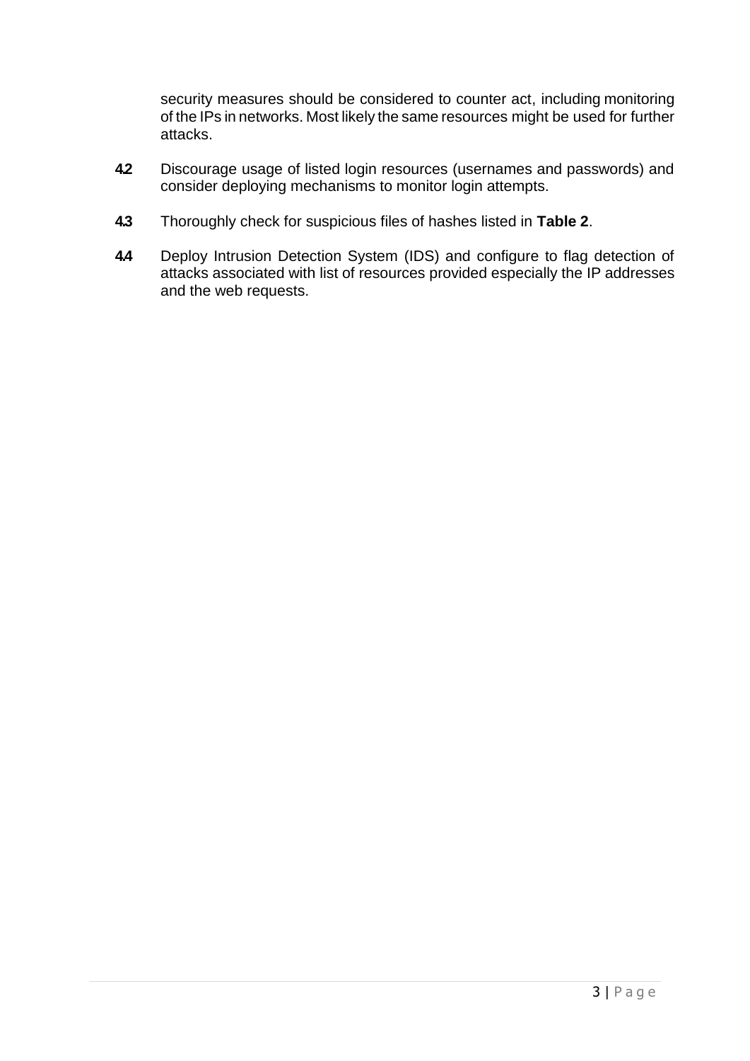security measures should be considered to counter act, including monitoring of the IPs in networks. Most likely the same resources might be used for further attacks.

**4.2** Discourage usage of listed login resources (usernames and passwords) and consider deploying mechanisms to monitor login attempts.

**4.3** Thoroughly check for suspicious files of hashes listed in **Table 2**.

**4.4** Deploy Intrusion Detection System (IDS) and configure to flag detection of attacks associated with list of resources provided especially the IP addresses and the web requests.